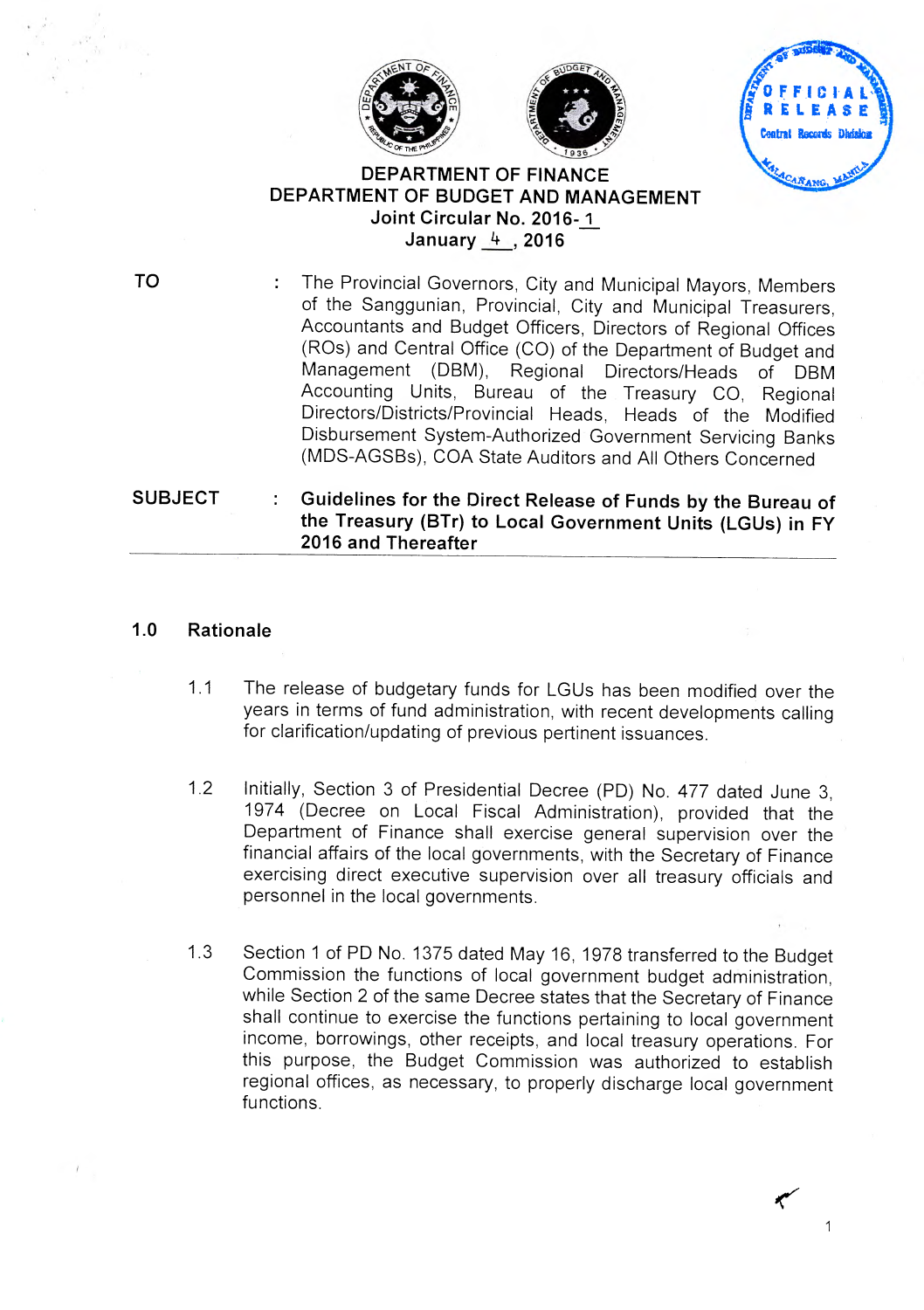**DEPARTMENT OF FINANCE**
**DEPARTMENT OF BUDGET AND MANAGEMENT**
**Joint Circular No. 2016-1**
**January 4, 2016**

| | | |
|---|---|---|
| **TO** | : | The Provincial Governors, City and Municipal Mayors, Members of the Sanggunian, Provincial, City and Municipal Treasurers, Accountants and Budget Officers, Directors of Regional Offices (ROs) and Central Office (CO) of the Department of Budget and Management (DBM), Regional Directors/Heads of DBM Accounting Units, Bureau of the Treasury CO, Regional Directors/Districts/Provincial Heads, Heads of the Modified Disbursement System-Authorized Government Servicing Banks (MDS-AGSBs), COA State Auditors and All Others Concerned |
| **SUBJECT** | : | **Guidelines for the Direct Release of Funds by the Bureau of the Treasury (BTr) to Local Government Units (LGUs) in FY 2016 and Thereafter** |

## 1.0 Rationale

1.1 The release of budgetary funds for LGUs has been modified over the years in terms of fund administration, with recent developments calling for clarification/updating of previous pertinent issuances.

1.2 Initially, Section 3 of Presidential Decree (PD) No. 477 dated June 3, 1974 (Decree on Local Fiscal Administration), provided that the Department of Finance shall exercise general supervision over the financial affairs of the local governments, with the Secretary of Finance exercising direct executive supervision over all treasury officials and personnel in the local governments.

1.3 Section 1 of PD No. 1375 dated May 16, 1978 transferred to the Budget Commission the functions of local government budget administration, while Section 2 of the same Decree states that the Secretary of Finance shall continue to exercise the functions pertaining to local government income, borrowings, other receipts, and local treasury operations. For this purpose, the Budget Commission was authorized to establish regional offices, as necessary, to properly discharge local government functions.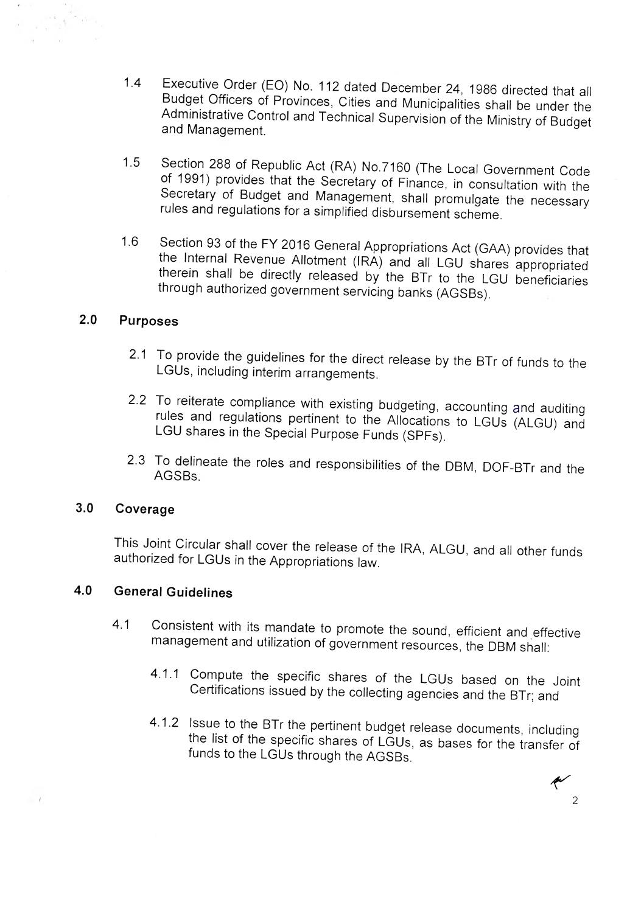1.4 Executive Order (EO) No. 112 dated December 24, 1986 directed that all Budget Officers of Provinces, Cities and Municipalities shall be under the Administrative Control and Technical Supervision of the Ministry of Budget and Management.

1.5 Section 288 of Republic Act (RA) No.7160 (The Local Government Code of 1991) provides that the Secretary of Finance, in consultation with the Secretary of Budget and Management, shall promulgate the necessary rules and regulations for a simplified disbursement scheme.

1.6 Section 93 of the FY 2016 General Appropriations Act (GAA) provides that the Internal Revenue Allotment (IRA) and all LGU shares appropriated therein shall be directly released by the BTr to the LGU beneficiaries through authorized government servicing banks (AGSBs).

## 2.0 Purposes

2.1 To provide the guidelines for the direct release by the BTr of funds to the LGUs, including interim arrangements.

2.2 To reiterate compliance with existing budgeting, accounting and auditing rules and regulations pertinent to the Allocations to LGUs (ALGU) and LGU shares in the Special Purpose Funds (SPFs).

2.3 To delineate the roles and responsibilities of the DBM, DOF-BTr and the AGSBs.

## 3.0 Coverage

This Joint Circular shall cover the release of the IRA, ALGU, and all other funds authorized for LGUs in the Appropriations law.

## 4.0 General Guidelines

4.1 Consistent with its mandate to promote the sound, efficient and effective management and utilization of government resources, the DBM shall:

4.1.1 Compute the specific shares of the LGUs based on the Joint Certifications issued by the collecting agencies and the BTr; and

4.1.2 Issue to the BTr the pertinent budget release documents, including the list of the specific shares of LGUs, as bases for the transfer of funds to the LGUs through the AGSBs.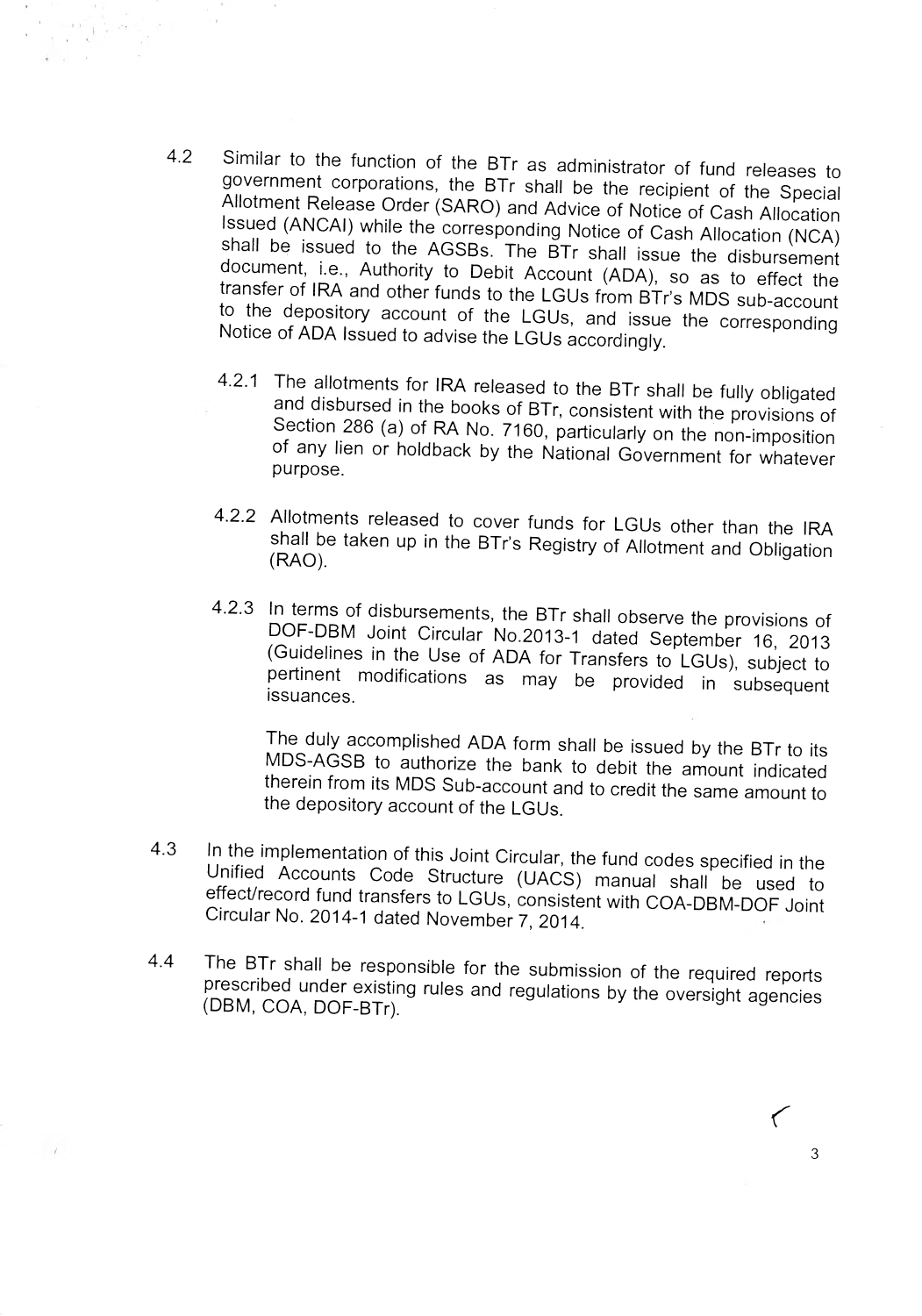4.2 Similar to the function of the BTr as administrator of fund releases to government corporations, the BTr shall be the recipient of the Special Allotment Release Order (SARO) and Advice of Notice of Cash Allocation Issued (ANCAI) while the corresponding Notice of Cash Allocation (NCA) shall be issued to the AGSBs. The BTr shall issue the disbursement document, i.e., Authority to Debit Account (ADA), so as to effect the transfer of IRA and other funds to the LGUs from BTr's MDS sub-account to the depository account of the LGUs, and issue the corresponding Notice of ADA Issued to advise the LGUs accordingly.

4.2.1 The allotments for IRA released to the BTr shall be fully obligated and disbursed in the books of BTr, consistent with the provisions of Section 286 (a) of RA No. 7160, particularly on the non-imposition of any lien or holdback by the National Government for whatever purpose.

4.2.2 Allotments released to cover funds for LGUs other than the IRA shall be taken up in the BTr's Registry of Allotment and Obligation (RAO).

4.2.3 In terms of disbursements, the BTr shall observe the provisions of DOF-DBM Joint Circular No.2013-1 dated September 16, 2013 (Guidelines in the Use of ADA for Transfers to LGUs), subject to pertinent modifications as may be provided in subsequent issuances.

The duly accomplished ADA form shall be issued by the BTr to its MDS-AGSB to authorize the bank to debit the amount indicated therein from its MDS Sub-account and to credit the same amount to the depository account of the LGUs.

4.3 In the implementation of this Joint Circular, the fund codes specified in the Unified Accounts Code Structure (UACS) manual shall be used to effect/record fund transfers to LGUs, consistent with COA-DBM-DOF Joint Circular No. 2014-1 dated November 7, 2014.

4.4 The BTr shall be responsible for the submission of the required reports prescribed under existing rules and regulations by the oversight agencies (DBM, COA, DOF-BTr).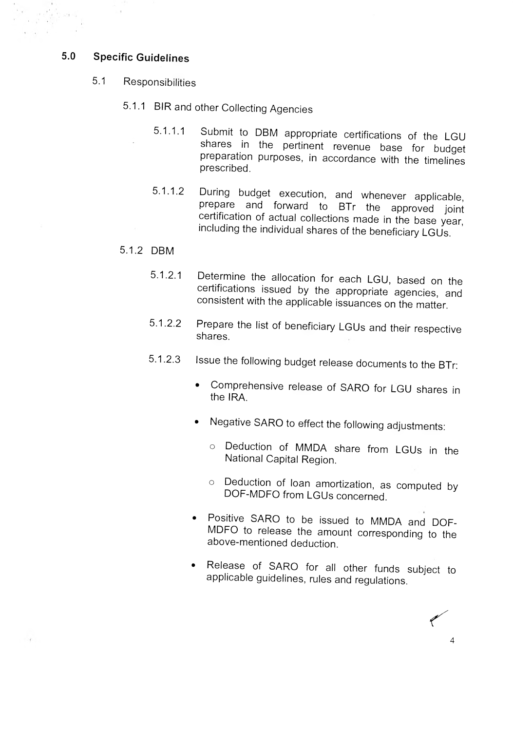## 5.0 Specific Guidelines

### 5.1 Responsibilities

#### 5.1.1 BIR and other Collecting Agencies

5.1.1.1 Submit to DBM appropriate certifications of the LGU shares in the pertinent revenue base for budget preparation purposes, in accordance with the timelines prescribed.

5.1.1.2 During budget execution, and whenever applicable, prepare and forward to BTr the approved joint certification of actual collections made in the base year, including the individual shares of the beneficiary LGUs.

#### 5.1.2 DBM

5.1.2.1 Determine the allocation for each LGU, based on the certifications issued by the appropriate agencies, and consistent with the applicable issuances on the matter.

5.1.2.2 Prepare the list of beneficiary LGUs and their respective shares.

5.1.2.3 Issue the following budget release documents to the BTr:

- Comprehensive release of SARO for LGU shares in the IRA.
- Negative SARO to effect the following adjustments:
  - Deduction of MMDA share from LGUs in the National Capital Region.
  - Deduction of loan amortization, as computed by DOF-MDFO from LGUs concerned.
- Positive SARO to be issued to MMDA and DOF-MDFO to release the amount corresponding to the above-mentioned deduction.
- Release of SARO for all other funds subject to applicable guidelines, rules and regulations.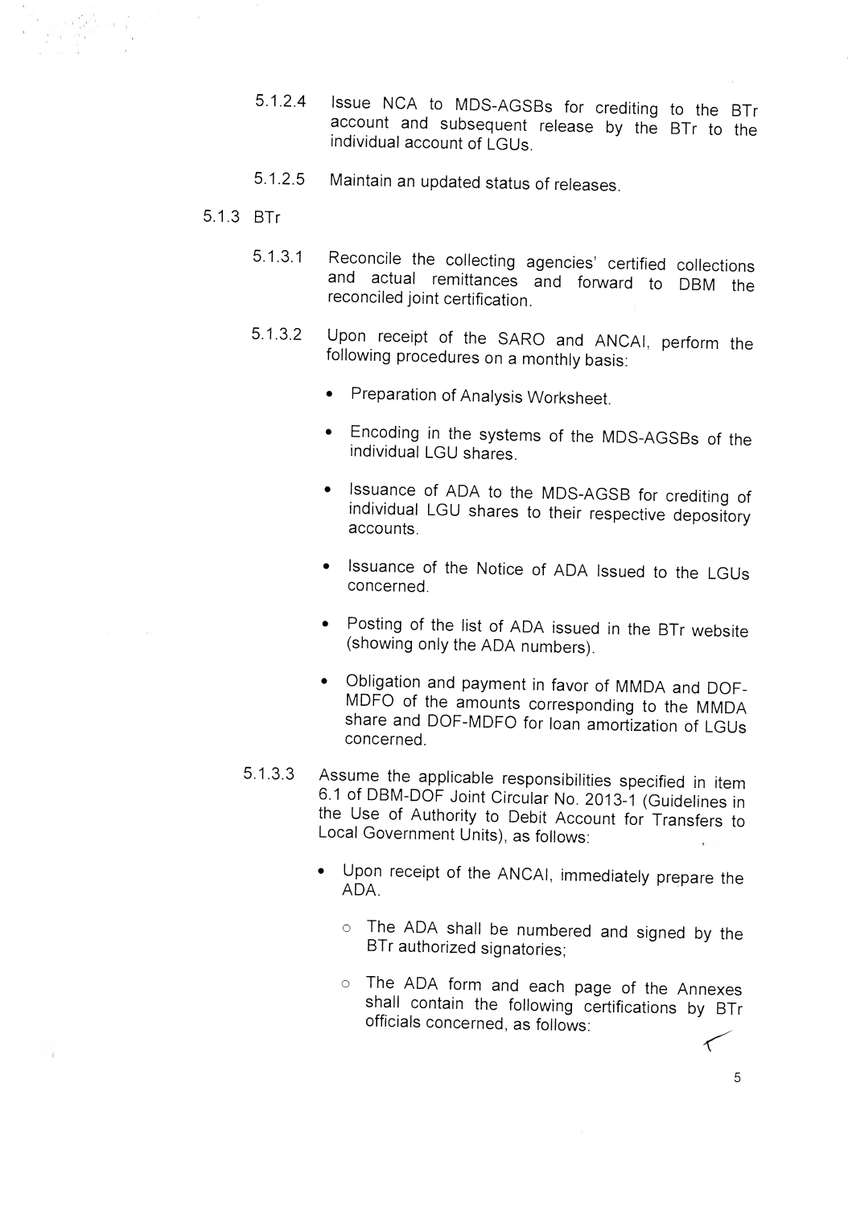5.1.2.4 Issue NCA to MDS-AGSBs for crediting to the BTr account and subsequent release by the BTr to the individual account of LGUs.

5.1.2.5 Maintain an updated status of releases.

5.1.3 BTr

5.1.3.1 Reconcile the collecting agencies' certified collections and actual remittances and forward to DBM the reconciled joint certification.

5.1.3.2 Upon receipt of the SARO and ANCAI, perform the following procedures on a monthly basis:

- Preparation of Analysis Worksheet.
- Encoding in the systems of the MDS-AGSBs of the individual LGU shares.
- Issuance of ADA to the MDS-AGSB for crediting of individual LGU shares to their respective depository accounts.
- Issuance of the Notice of ADA Issued to the LGUs concerned.
- Posting of the list of ADA issued in the BTr website (showing only the ADA numbers).
- Obligation and payment in favor of MMDA and DOF-MDFO of the amounts corresponding to the MMDA share and DOF-MDFO for loan amortization of LGUs concerned.

5.1.3.3 Assume the applicable responsibilities specified in item 6.1 of DBM-DOF Joint Circular No. 2013-1 (Guidelines in the Use of Authority to Debit Account for Transfers to Local Government Units), as follows:

- Upon receipt of the ANCAI, immediately prepare the ADA.
  - The ADA shall be numbered and signed by the BTr authorized signatories;
  - The ADA form and each page of the Annexes shall contain the following certifications by BTr officials concerned, as follows: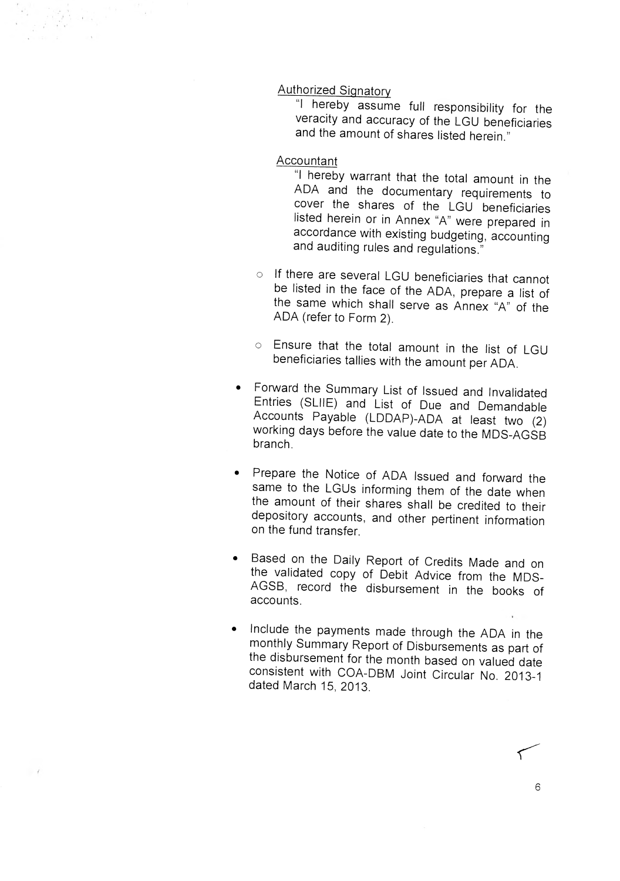Authorized Signatory

"I hereby assume full responsibility for the veracity and accuracy of the LGU beneficiaries and the amount of shares listed herein."

Accountant

"I hereby warrant that the total amount in the ADA and the documentary requirements to cover the shares of the LGU beneficiaries listed herein or in Annex "A" were prepared in accordance with existing budgeting, accounting and auditing rules and regulations."

- If there are several LGU beneficiaries that cannot be listed in the face of the ADA, prepare a list of the same which shall serve as Annex "A" of the ADA (refer to Form 2).

- Ensure that the total amount in the list of LGU beneficiaries tallies with the amount per ADA.

- Forward the Summary List of Issued and Invalidated Entries (SLIIE) and List of Due and Demandable Accounts Payable (LDDAP)-ADA at least two (2) working days before the value date to the MDS-AGSB branch.

- Prepare the Notice of ADA Issued and forward the same to the LGUs informing them of the date when the amount of their shares shall be credited to their depository accounts, and other pertinent information on the fund transfer.

- Based on the Daily Report of Credits Made and on the validated copy of Debit Advice from the MDS-AGSB, record the disbursement in the books of accounts.

- Include the payments made through the ADA in the monthly Summary Report of Disbursements as part of the disbursement for the month based on valued date consistent with COA-DBM Joint Circular No. 2013-1 dated March 15, 2013.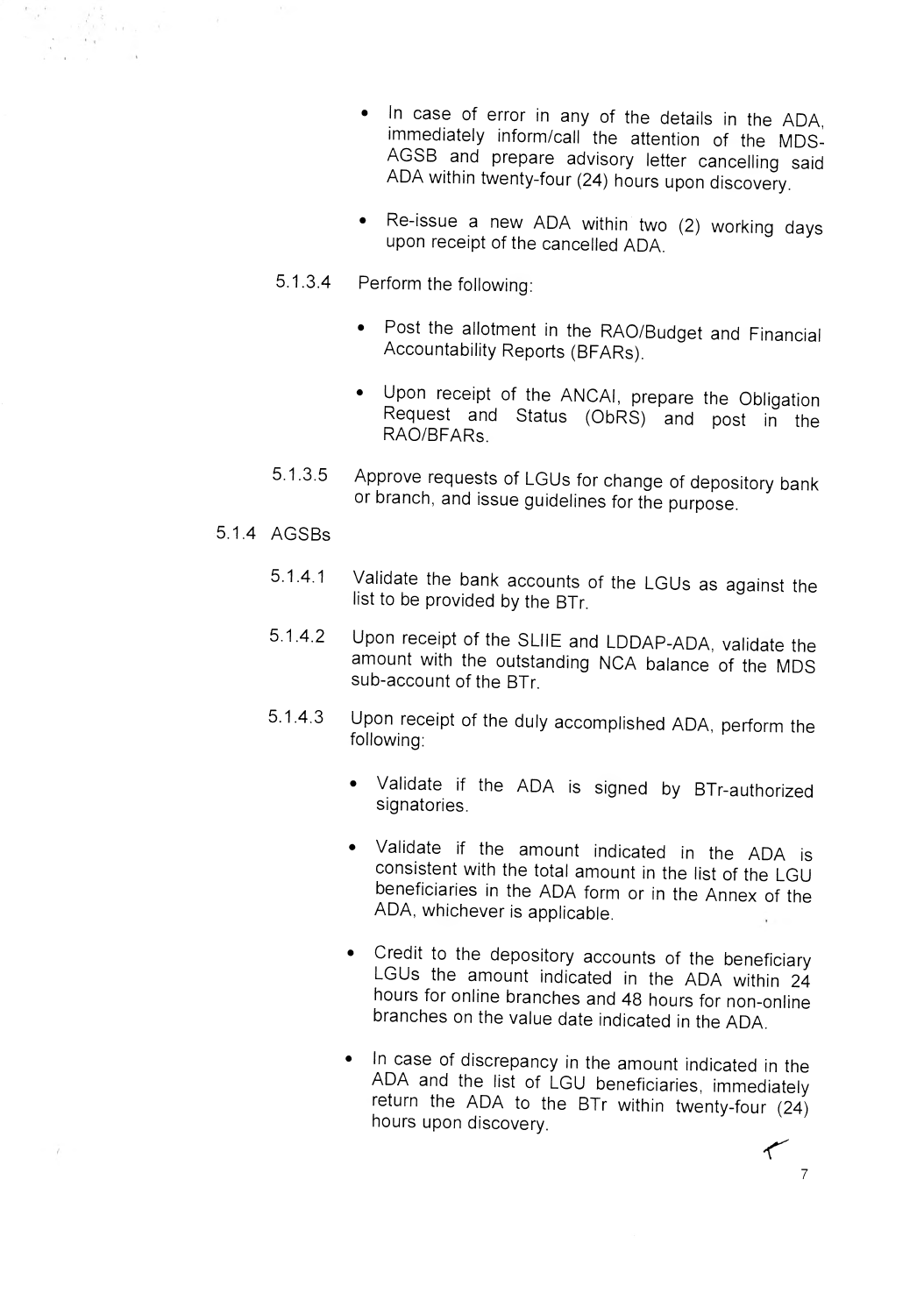- In case of error in any of the details in the ADA, immediately inform/call the attention of the MDS-AGSB and prepare advisory letter cancelling said ADA within twenty-four (24) hours upon discovery.

- Re-issue a new ADA within two (2) working days upon receipt of the cancelled ADA.

5.1.3.4 Perform the following:

- Post the allotment in the RAO/Budget and Financial Accountability Reports (BFARs).

- Upon receipt of the ANCAI, prepare the Obligation Request and Status (ObRS) and post in the RAO/BFARs.

5.1.3.5 Approve requests of LGUs for change of depository bank or branch, and issue guidelines for the purpose.

5.1.4 AGSBs

5.1.4.1 Validate the bank accounts of the LGUs as against the list to be provided by the BTr.

5.1.4.2 Upon receipt of the SLIIE and LDDAP-ADA, validate the amount with the outstanding NCA balance of the MDS sub-account of the BTr.

5.1.4.3 Upon receipt of the duly accomplished ADA, perform the following:

- Validate if the ADA is signed by BTr-authorized signatories.

- Validate if the amount indicated in the ADA is consistent with the total amount in the list of the LGU beneficiaries in the ADA form or in the Annex of the ADA, whichever is applicable.

- Credit to the depository accounts of the beneficiary LGUs the amount indicated in the ADA within 24 hours for online branches and 48 hours for non-online branches on the value date indicated in the ADA.

- In case of discrepancy in the amount indicated in the ADA and the list of LGU beneficiaries, immediately return the ADA to the BTr within twenty-four (24) hours upon discovery.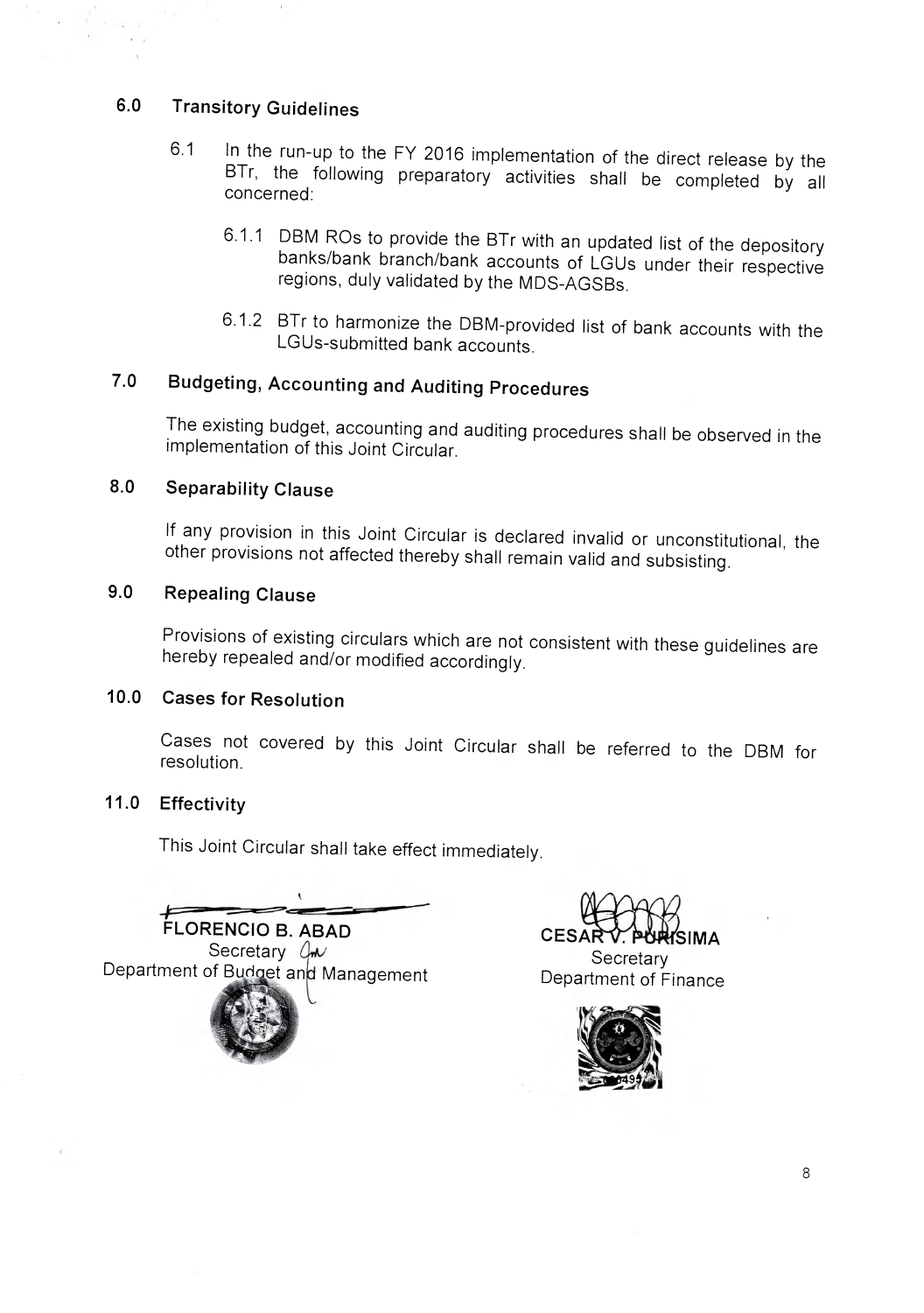## 6.0 Transitory Guidelines

6.1 In the run-up to the FY 2016 implementation of the direct release by the BTr, the following preparatory activities shall be completed by all concerned:

6.1.1 DBM ROs to provide the BTr with an updated list of the depository banks/bank branch/bank accounts of LGUs under their respective regions, duly validated by the MDS-AGSBs.

6.1.2 BTr to harmonize the DBM-provided list of bank accounts with the LGUs-submitted bank accounts.

## 7.0 Budgeting, Accounting and Auditing Procedures

The existing budget, accounting and auditing procedures shall be observed in the implementation of this Joint Circular.

## 8.0 Separability Clause

If any provision in this Joint Circular is declared invalid or unconstitutional, the other provisions not affected thereby shall remain valid and subsisting.

## 9.0 Repealing Clause

Provisions of existing circulars which are not consistent with these guidelines are hereby repealed and/or modified accordingly.

## 10.0 Cases for Resolution

Cases not covered by this Joint Circular shall be referred to the DBM for resolution.

## 11.0 Effectivity

This Joint Circular shall take effect immediately.

**FLORENCIO B. ABAD**
Secretary
Department of Budget and Management

**CESAR V. PURISIMA**
Secretary
Department of Finance